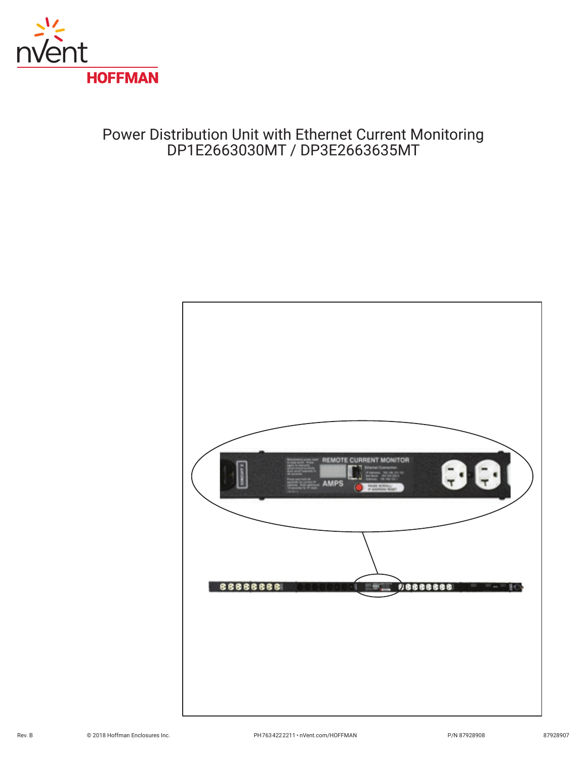nVent HOFFMAN

# Power Distribution Unit with Ethernet Current Monitoring
## DP1E2663030MT / DP3E2663635MT

Rev. B © 2018 Hoffman Enclosures Inc. PH 763 422 2211 • nVent.com/HOFFMAN P/N 87928908 87928907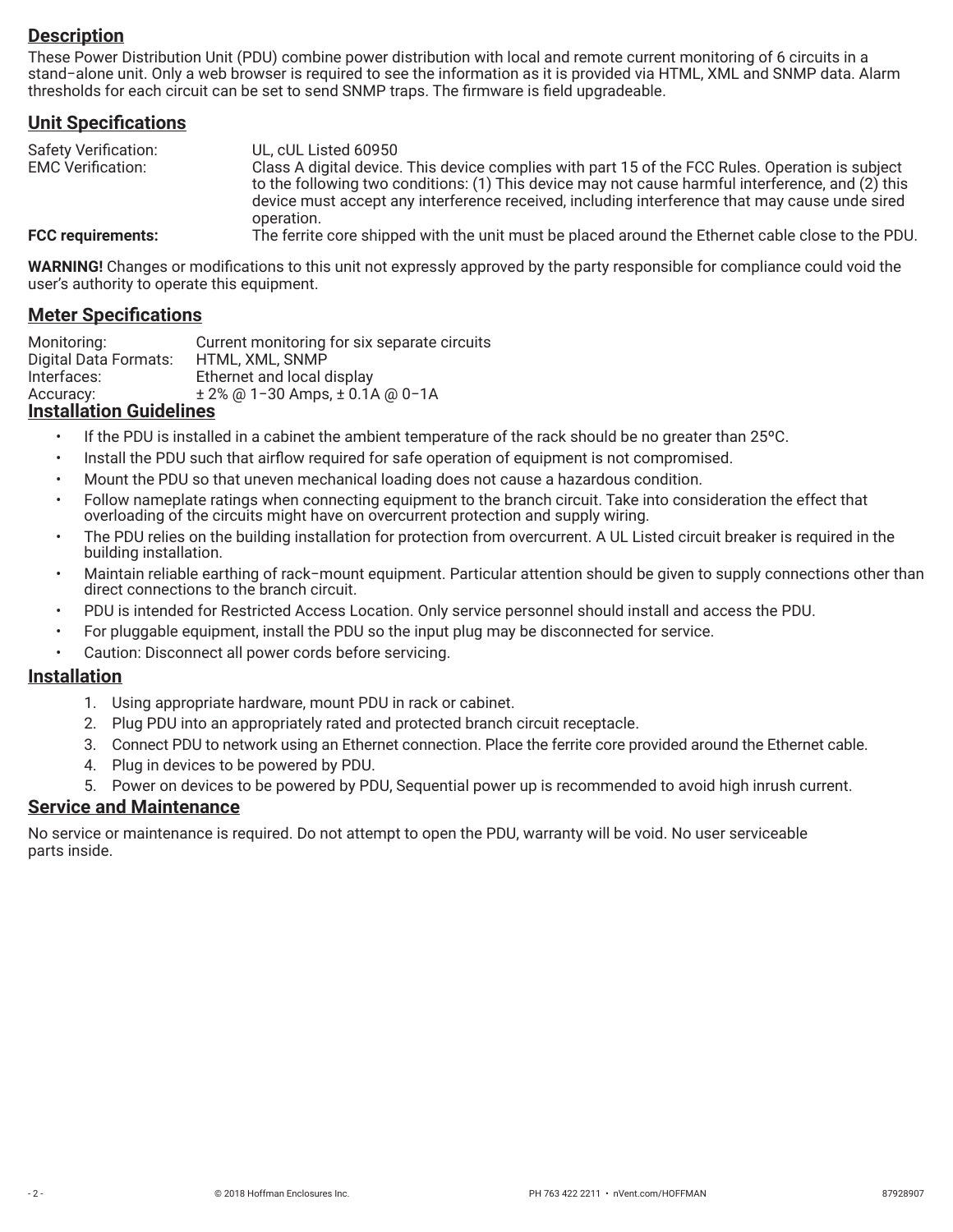## Description

These Power Distribution Unit (PDU) combine power distribution with local and remote current monitoring of 6 circuits in a stand–alone unit. Only a web browser is required to see the information as it is provided via HTML, XML and SNMP data. Alarm thresholds for each circuit can be set to send SNMP traps. The firmware is field upgradeable.

## Unit Specifications

| | |
|---|---|
| Safety Verification: | UL, cUL Listed 60950 |
| EMC Verification: | Class A digital device. This device complies with part 15 of the FCC Rules. Operation is subject to the following two conditions: (1) This device may not cause harmful interference, and (2) this device must accept any interference received, including interference that may cause unde sired operation. |
| **FCC requirements:** | The ferrite core shipped with the unit must be placed around the Ethernet cable close to the PDU. |

**WARNING!** Changes or modifications to this unit not expressly approved by the party responsible for compliance could void the user's authority to operate this equipment.

## Meter Specifications

| | |
|---|---|
| Monitoring: | Current monitoring for six separate circuits |
| Digital Data Formats: | HTML, XML, SNMP |
| Interfaces: | Ethernet and local display |
| Accuracy: | ± 2% @ 1–30 Amps, ± 0.1A @ 0–1A |

## Installation Guidelines

- If the PDU is installed in a cabinet the ambient temperature of the rack should be no greater than 25ºC.
- Install the PDU such that airflow required for safe operation of equipment is not compromised.
- Mount the PDU so that uneven mechanical loading does not cause a hazardous condition.
- Follow nameplate ratings when connecting equipment to the branch circuit. Take into consideration the effect that overloading of the circuits might have on overcurrent protection and supply wiring.
- The PDU relies on the building installation for protection from overcurrent. A UL Listed circuit breaker is required in the building installation.
- Maintain reliable earthing of rack–mount equipment. Particular attention should be given to supply connections other than direct connections to the branch circuit.
- PDU is intended for Restricted Access Location. Only service personnel should install and access the PDU.
- For pluggable equipment, install the PDU so the input plug may be disconnected for service.
- Caution: Disconnect all power cords before servicing.

## Installation

1. Using appropriate hardware, mount PDU in rack or cabinet.
2. Plug PDU into an appropriately rated and protected branch circuit receptacle.
3. Connect PDU to network using an Ethernet connection. Place the ferrite core provided around the Ethernet cable.
4. Plug in devices to be powered by PDU.
5. Power on devices to be powered by PDU, Sequential power up is recommended to avoid high inrush current.

## Service and Maintenance

No service or maintenance is required. Do not attempt to open the PDU, warranty will be void. No user serviceable parts inside.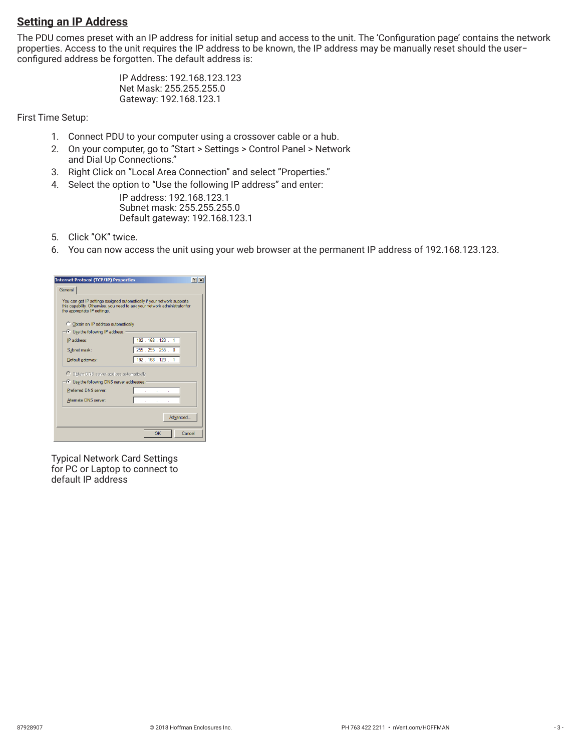## Setting an IP Address

The PDU comes preset with an IP address for initial setup and access to the unit. The 'Configuration page' contains the network properties. Access to the unit requires the IP address to be known, the IP address may be manually reset should the user–configured address be forgotten. The default address is:

IP Address: 192.168.123.123
Net Mask: 255.255.255.0
Gateway: 192.168.123.1

First Time Setup:

1. Connect PDU to your computer using a crossover cable or a hub.
2. On your computer, go to "Start > Settings > Control Panel > Network and Dial Up Connections."
3. Right Click on "Local Area Connection" and select "Properties."
4. Select the option to "Use the following IP address" and enter:

   IP address: 192.168.123.1
   Subnet mask: 255.255.255.0
   Default gateway: 192.168.123.1

5. Click "OK" twice.
6. You can now access the unit using your web browser at the permanent IP address of 192.168.123.123.

Typical Network Card Settings for PC or Laptop to connect to default IP address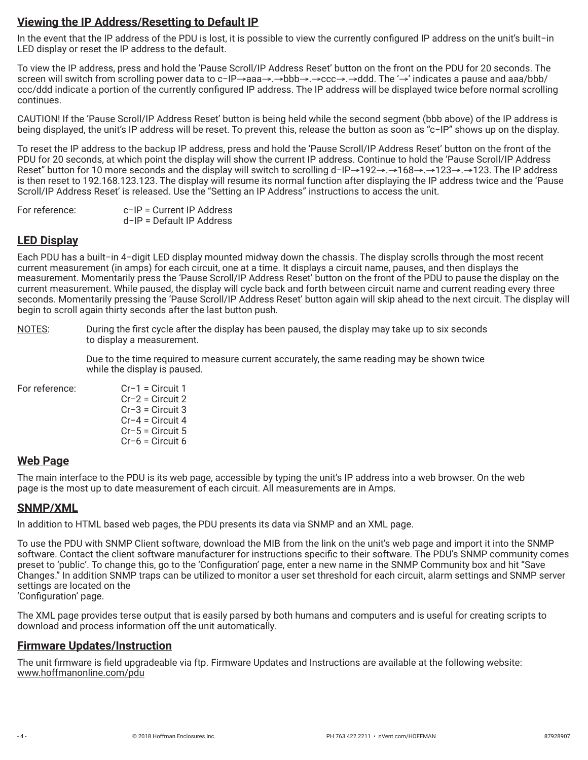## Viewing the IP Address/Resetting to Default IP

In the event that the IP address of the PDU is lost, it is possible to view the currently configured IP address on the unit's built–in LED display or reset the IP address to the default.

To view the IP address, press and hold the 'Pause Scroll/IP Address Reset' button on the front on the PDU for 20 seconds. The screen will switch from scrolling power data to c–IP→aaa→.→bbb→.→ccc→.→ddd. The '→' indicates a pause and aaa/bbb/ccc/ddd indicate a portion of the currently configured IP address. The IP address will be displayed twice before normal scrolling continues.

CAUTION! If the 'Pause Scroll/IP Address Reset' button is being held while the second segment (bbb above) of the IP address is being displayed, the unit's IP address will be reset. To prevent this, release the button as soon as "c–IP" shows up on the display.

To reset the IP address to the backup IP address, press and hold the 'Pause Scroll/IP Address Reset' button on the front of the PDU for 20 seconds, at which point the display will show the current IP address. Continue to hold the 'Pause Scroll/IP Address Reset" button for 10 more seconds and the display will switch to scrolling d–IP→192→.→168→.→123→.→123. The IP address is then reset to 192.168.123.123. The display will resume its normal function after displaying the IP address twice and the 'Pause Scroll/IP Address Reset' is released. Use the "Setting an IP Address" instructions to access the unit.

For reference:
c–IP = Current IP Address
d–IP = Default IP Address

## LED Display

Each PDU has a built–in 4–digit LED display mounted midway down the chassis. The display scrolls through the most recent current measurement (in amps) for each circuit, one at a time. It displays a circuit name, pauses, and then displays the measurement. Momentarily press the 'Pause Scroll/IP Address Reset' button on the front of the PDU to pause the display on the current measurement. While paused, the display will cycle back and forth between circuit name and current reading every three seconds. Momentarily pressing the 'Pause Scroll/IP Address Reset' button again will skip ahead to the next circuit. The display will begin to scroll again thirty seconds after the last button push.

NOTES: During the first cycle after the display has been paused, the display may take up to six seconds to display a measurement.

Due to the time required to measure current accurately, the same reading may be shown twice while the display is paused.

For reference:
Cr–1 = Circuit 1
Cr–2 = Circuit 2
Cr–3 = Circuit 3
Cr–4 = Circuit 4
Cr–5 = Circuit 5
Cr–6 = Circuit 6

## Web Page

The main interface to the PDU is its web page, accessible by typing the unit's IP address into a web browser. On the web page is the most up to date measurement of each circuit. All measurements are in Amps.

## SNMP/XML

In addition to HTML based web pages, the PDU presents its data via SNMP and an XML page.

To use the PDU with SNMP Client software, download the MIB from the link on the unit's web page and import it into the SNMP software. Contact the client software manufacturer for instructions specific to their software. The PDU's SNMP community comes preset to 'public'. To change this, go to the 'Configuration' page, enter a new name in the SNMP Community box and hit "Save Changes." In addition SNMP traps can be utilized to monitor a user set threshold for each circuit, alarm settings and SNMP server settings are located on the
'Configuration' page.

The XML page provides terse output that is easily parsed by both humans and computers and is useful for creating scripts to download and process information off the unit automatically.

## Firmware Updates/Instruction

The unit firmware is field upgradeable via ftp. Firmware Updates and Instructions are available at the following website: www.hoffmanonline.com/pdu